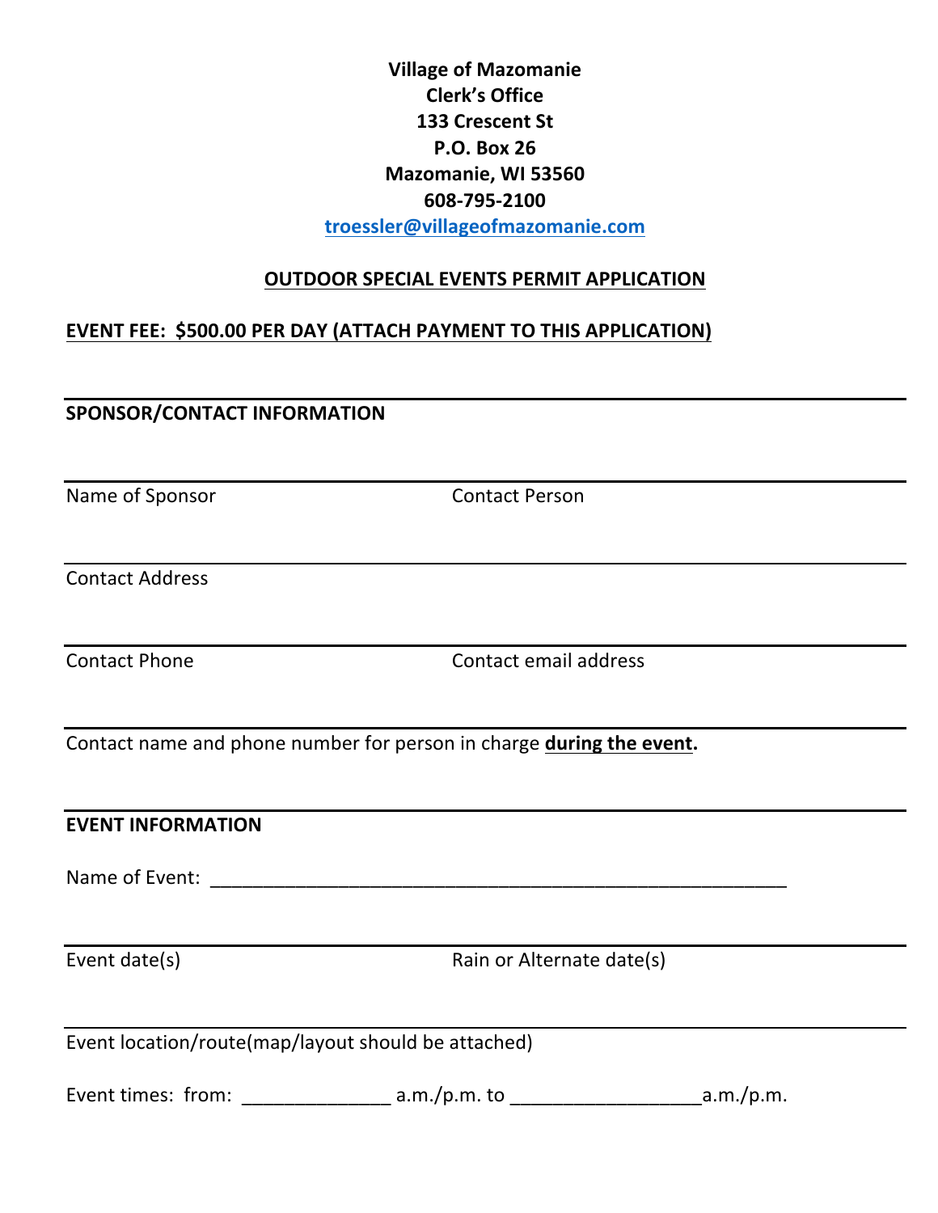**Village of Mazomanie**
**Clerk's Office**
**133 Crescent St**
**P.O. Box 26**
**Mazomanie, WI 53560**
**608-795-2100**
**troessler@villageofmazomanie.com**

## OUTDOOR SPECIAL EVENTS PERMIT APPLICATION

**EVENT FEE: $500.00 PER DAY (ATTACH PAYMENT TO THIS APPLICATION)**

---

### SPONSOR/CONTACT INFORMATION

---

Name of Sponsor　　　　　　　　　　Contact Person

---

Contact Address

---

Contact Phone　　　　　　　　　　　Contact email address

---

Contact name and phone number for person in charge **during the event.**

---

### EVENT INFORMATION

Name of Event: ________________________________________________________

---

Event date(s)　　　　　　　　　　　Rain or Alternate date(s)

---

Event location/route(map/layout should be attached)

Event times: from: ______________ a.m./p.m. to _________________a.m./p.m.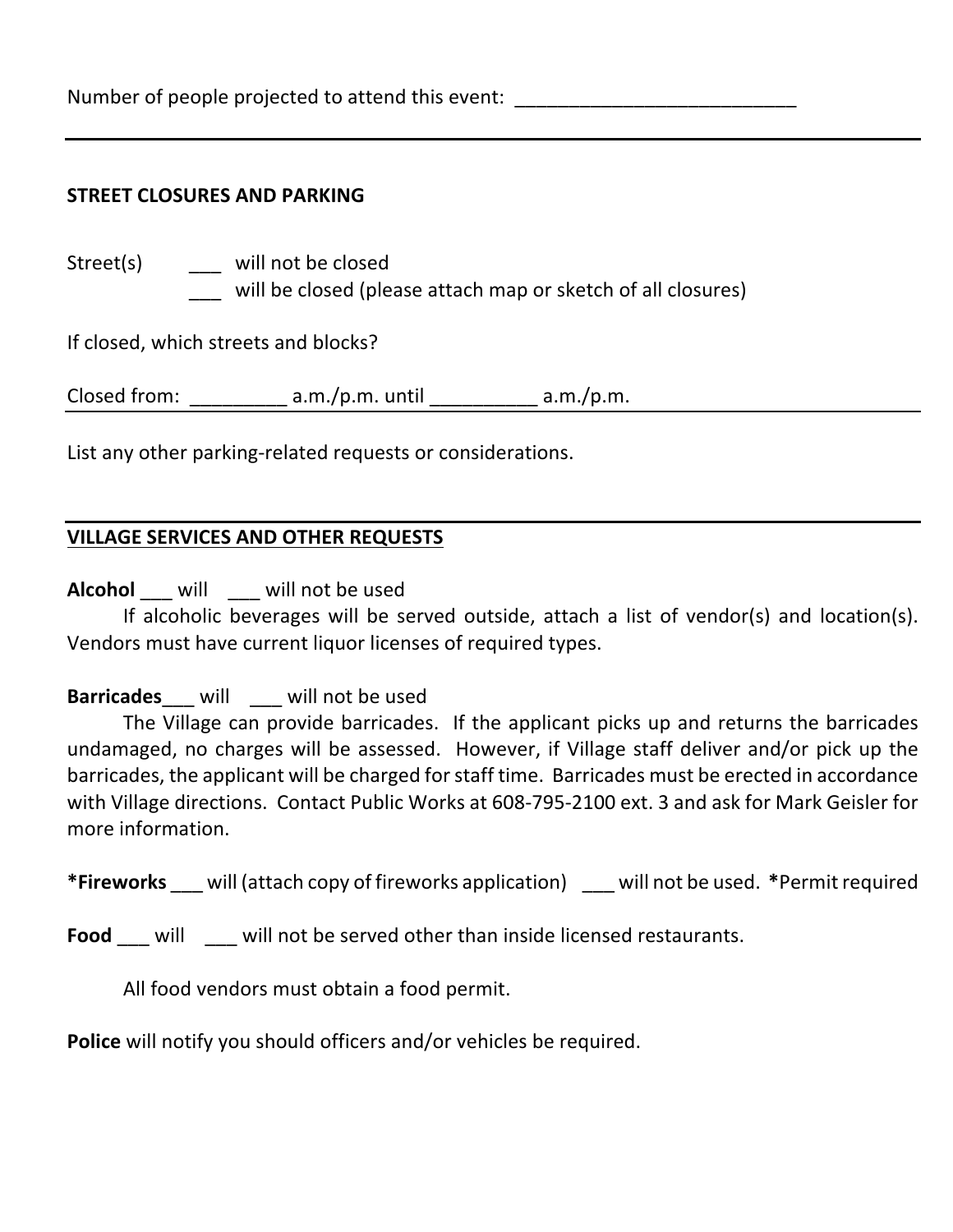Number of people projected to attend this event: ___________________________

---

**STREET CLOSURES AND PARKING**

Street(s) ___ will not be closed
___ will be closed (please attach map or sketch of all closures)

If closed, which streets and blocks?

Closed from: _________ a.m./p.m. until __________ a.m./p.m.

---

List any other parking-related requests or considerations.

---

**VILLAGE SERVICES AND OTHER REQUESTS**

**Alcohol** ___ will ___ will not be used

If alcoholic beverages will be served outside, attach a list of vendor(s) and location(s). Vendors must have current liquor licenses of required types.

**Barricades**___ will ___ will not be used

The Village can provide barricades. If the applicant picks up and returns the barricades undamaged, no charges will be assessed. However, if Village staff deliver and/or pick up the barricades, the applicant will be charged for staff time. Barricades must be erected in accordance with Village directions. Contact Public Works at 608-795-2100 ext. 3 and ask for Mark Geisler for more information.

***Fireworks** ___ will (attach copy of fireworks application) ___ will not be used. ***Permit required**

**Food** ___ will ___ will not be served other than inside licensed restaurants.

All food vendors must obtain a food permit.

**Police** will notify you should officers and/or vehicles be required.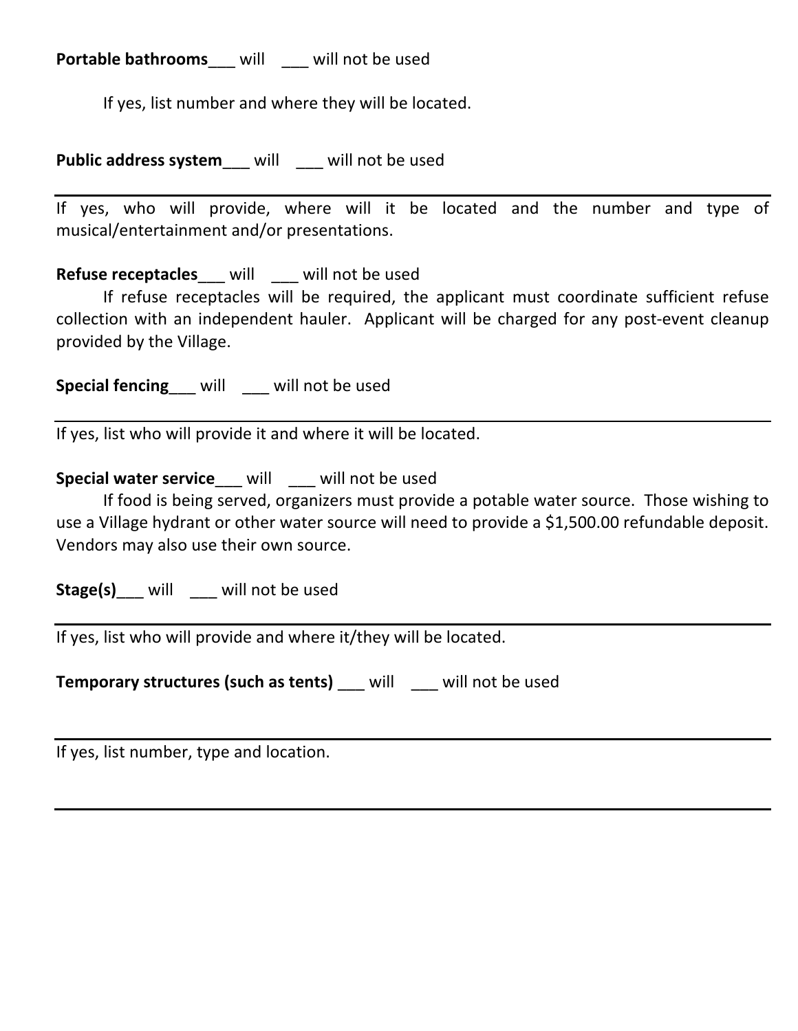**Portable bathrooms**___ will ___ will not be used

If yes, list number and where they will be located.

**Public address system**___ will ___ will not be used

---

If yes, who will provide, where will it be located and the number and type of musical/entertainment and/or presentations.

**Refuse receptacles**___ will ___ will not be used

If refuse receptacles will be required, the applicant must coordinate sufficient refuse collection with an independent hauler. Applicant will be charged for any post-event cleanup provided by the Village.

**Special fencing**___ will ___ will not be used

---

If yes, list who will provide it and where it will be located.

**Special water service**___ will ___ will not be used

If food is being served, organizers must provide a potable water source. Those wishing to use a Village hydrant or other water source will need to provide a $1,500.00 refundable deposit. Vendors may also use their own source.

**Stage(s)**___ will ___ will not be used

---

If yes, list who will provide and where it/they will be located.

**Temporary structures (such as tents)** ___ will ___ will not be used

---

If yes, list number, type and location.

---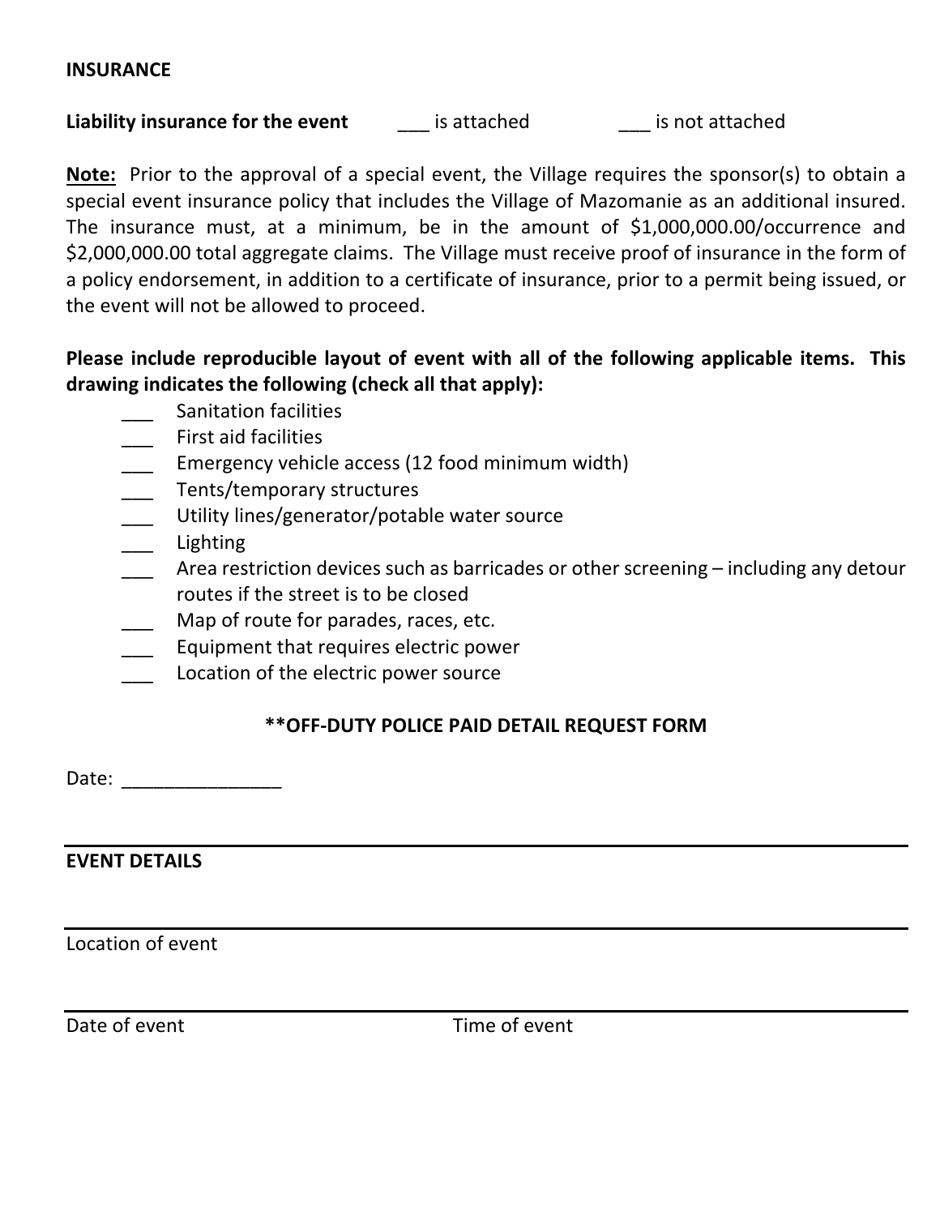**INSURANCE**

**Liability insurance for the event** ___ is attached ___ is not attached

**Note:** Prior to the approval of a special event, the Village requires the sponsor(s) to obtain a special event insurance policy that includes the Village of Mazomanie as an additional insured. The insurance must, at a minimum, be in the amount of $1,000,000.00/occurrence and $2,000,000.00 total aggregate claims. The Village must receive proof of insurance in the form of a policy endorsement, in addition to a certificate of insurance, prior to a permit being issued, or the event will not be allowed to proceed.

**Please include reproducible layout of event with all of the following applicable items. This drawing indicates the following (check all that apply):**

___ Sanitation facilities
___ First aid facilities
___ Emergency vehicle access (12 food minimum width)
___ Tents/temporary structures
___ Utility lines/generator/potable water source
___ Lighting
___ Area restriction devices such as barricades or other screening – including any detour routes if the street is to be closed
___ Map of route for parades, races, etc.
___ Equipment that requires electric power
___ Location of the electric power source

**\*\*OFF-DUTY POLICE PAID DETAIL REQUEST FORM**

Date: _______________

---

**EVENT DETAILS**

---

Location of event

---

Date of event Time of event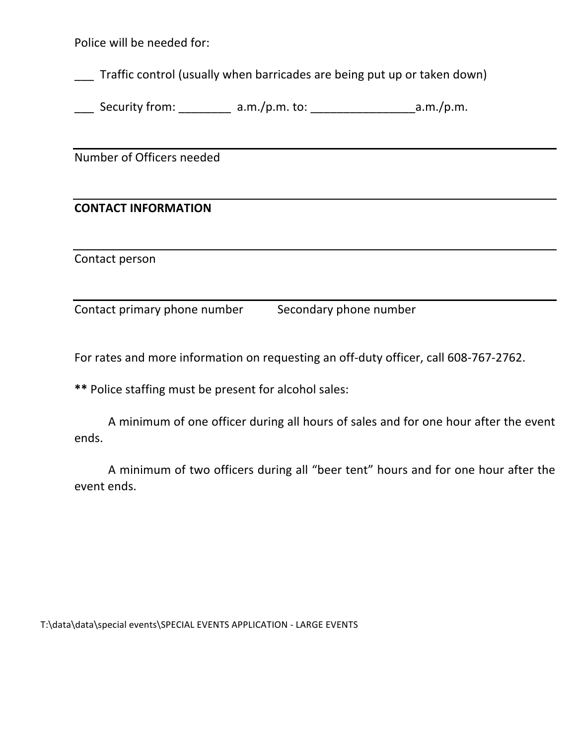Police will be needed for:

___ Traffic control (usually when barricades are being put up or taken down)

___ Security from: ________ a.m./p.m. to: ________________a.m./p.m.

---

Number of Officers needed

---

**CONTACT INFORMATION**

---

Contact person

---

Contact primary phone number          Secondary phone number

For rates and more information on requesting an off-duty officer, call 608-767-2762.

** Police staffing must be present for alcohol sales:

A minimum of one officer during all hours of sales and for one hour after the event ends.

A minimum of two officers during all "beer tent" hours and for one hour after the event ends.

T:\data\data\special events\SPECIAL EVENTS APPLICATION - LARGE EVENTS